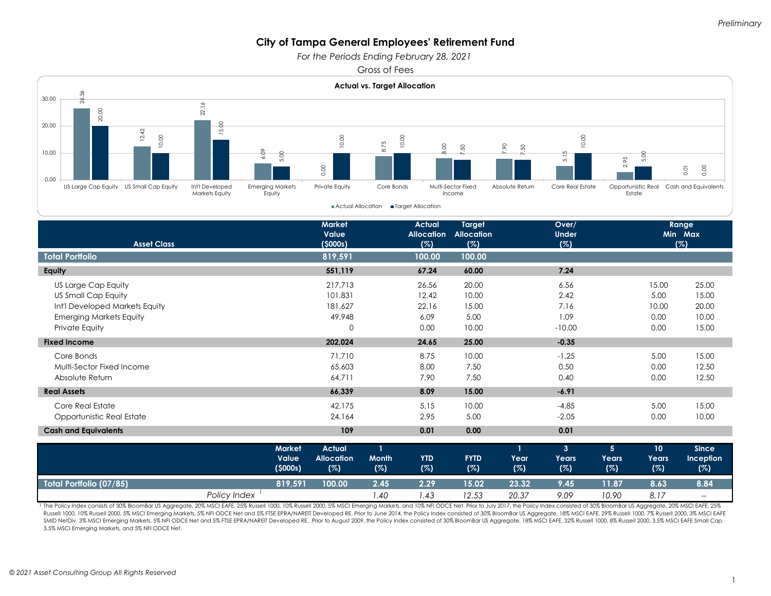*Preliminary*

# City of Tampa General Employees' Retirement Fund

*For the Periods Ending February 28, 2021*

Gross of Fees

**Actual vs. Target Allocation**

| Asset Class | Actual Allocation | Target Allocation |
|---|---|---|
| US Large Cap Equity | 26.56 | 20.00 |
| US Small Cap Equity | 12.42 | 10.00 |
| Int'l Developed Markets Equity | 22.16 | 15.00 |
| Emerging Markets Equity | 6.09 | 5.00 |
| Private Equity | 0.00 | 10.00 |
| Core Bonds | 8.75 | 10.00 |
| Multi-Sector Fixed Income | 8.00 | 7.50 |
| Absolute Return | 7.90 | 7.50 |
| Core Real Estate | 5.15 | 10.00 |
| Opportunistic Real Estate | 2.95 | 5.00 |
| Cash and Equivalents | 0.01 | 0.00 |

| Asset Class | Market Value ($000s) | Actual Allocation (%) | Target Allocation (%) | Over/ Under (%) | Range Min (%) | Range Max (%) |
|---|---|---|---|---|---|---|
| **Total Portfolio** | **819,591** | **100.00** | **100.00** | | | |
| **Equity** | **551,119** | **67.24** | **60.00** | **7.24** | | |
| US Large Cap Equity | 217,713 | 26.56 | 20.00 | 6.56 | 15.00 | 25.00 |
| US Small Cap Equity | 101,831 | 12.42 | 10.00 | 2.42 | 5.00 | 15.00 |
| Int'l Developed Markets Equity | 181,627 | 22.16 | 15.00 | 7.16 | 10.00 | 20.00 |
| Emerging Markets Equity | 49,948 | 6.09 | 5.00 | 1.09 | 0.00 | 10.00 |
| Private Equity | 0 | 0.00 | 10.00 | -10.00 | 0.00 | 15.00 |
| **Fixed Income** | **202,024** | **24.65** | **25.00** | **-0.35** | | |
| Core Bonds | 71,710 | 8.75 | 10.00 | -1.25 | 5.00 | 15.00 |
| Multi-Sector Fixed Income | 65,603 | 8.00 | 7.50 | 0.50 | 0.00 | 12.50 |
| Absolute Return | 64,711 | 7.90 | 7.50 | 0.40 | 0.00 | 12.50 |
| **Real Assets** | **66,339** | **8.09** | **15.00** | **-6.91** | | |
| Core Real Estate | 42,175 | 5.15 | 10.00 | -4.85 | 5.00 | 15.00 |
| Opportunistic Real Estate | 24,164 | 2.95 | 5.00 | -2.05 | 0.00 | 10.00 |
| **Cash and Equivalents** | **109** | **0.01** | **0.00** | **0.01** | | |

| | Market Value ($000s) | Actual Allocation (%) | 1 Month (%) | YTD (%) | FYTD (%) | 1 Year (%) | 3 Years (%) | 5 Years (%) | 10 Years (%) | Since Inception (%) |
|---|---|---|---|---|---|---|---|---|---|---|
| **Total Portfolio (07/85)** | **819,591** | **100.00** | **2.45** | **2.29** | **15.02** | **23.32** | **9.45** | **11.87** | **8.63** | **8.84** |
| *Policy Index* [1] | | | *1.40* | *1.43* | *12.53* | *20.37* | *9.09* | *10.90* | *8.17* | *--* |

[1] The Policy Index consists of 30% BloomBar US Aggregate, 20% MSCI EAFE, 25% Russell 1000, 10% Russell 2000, 5% MSCI Emerging Markets, and 10% NFI ODCE Net. Prior to July 2017, the Policy Index consisted of 30% BloomBar US Aggregate, 20% MSCI EAFE, 25% Russell 1000, 10% Russell 2000, 5% MSCI Emerging Markets, 5% NFI ODCE Net and 5% FTSE EPRA/NAREIT Developed RE. Prior to June 2014, the Policy Index consisted of 30% BloomBar US Aggregate, 18% MSCI EAFE, 29% Russell 1000, 7% Russell 2000, 3% MSCI EAFE SMID NetDiv, 3% MSCI Emerging Markets, 5% NFI ODCE Net and 5% FTSE EPRA/NAREIT Developed RE. Prior to August 2009, the Policy Index consisted of 30% BloomBar US Aggregate, 18% MSCI EAFE, 32% Russell 1000, 8% Russell 2000, 3.5% MSCI EAFE Small Cap, 3.5% MSCI Emerging Markets, and 5% NFI ODCE Net.

*© 2021 Asset Consulting Group All Rights Reserved*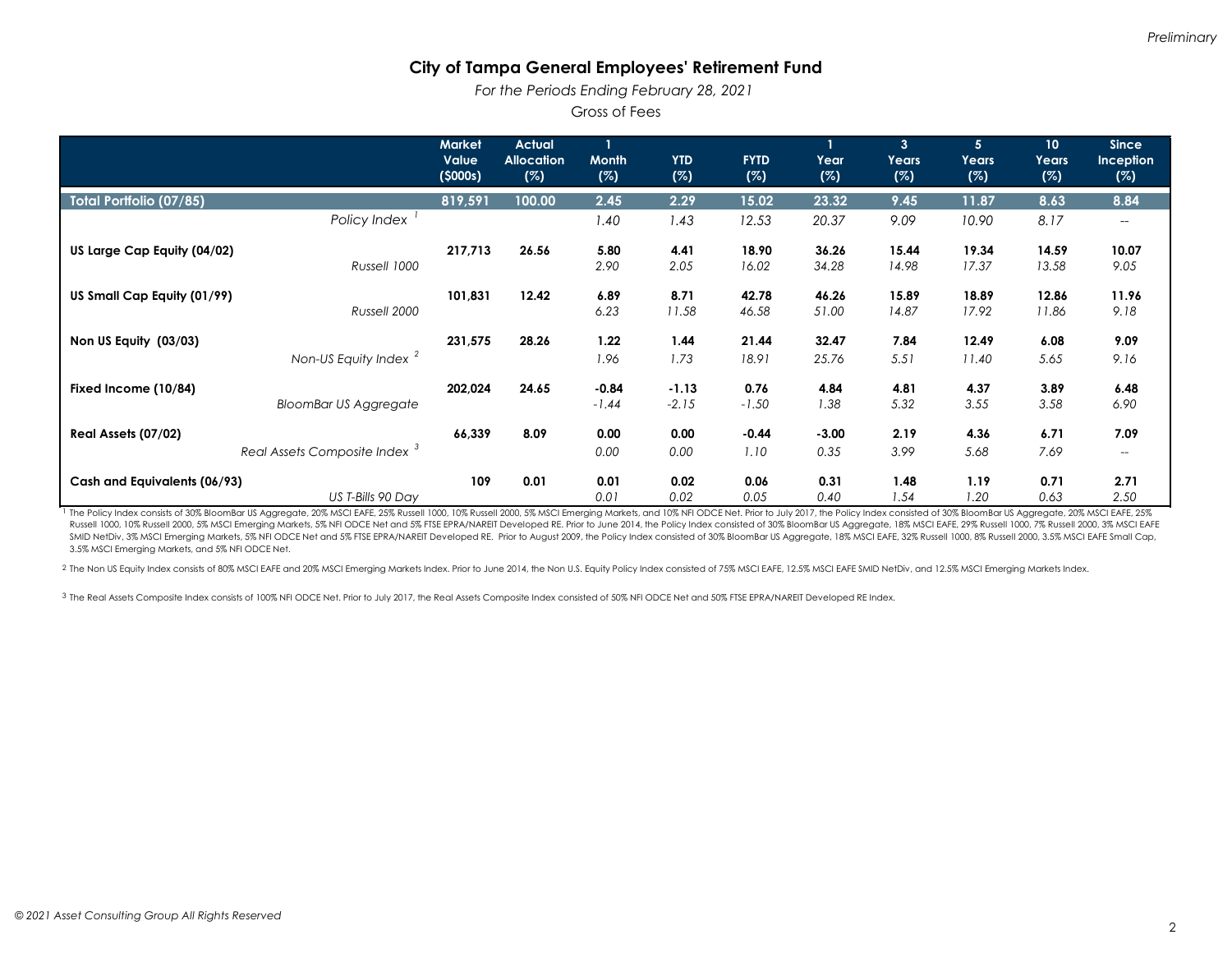*Preliminary*

# City of Tampa General Employees' Retirement Fund

*For the Periods Ending February 28, 2021*

Gross of Fees

| | Market Value ($000s) | Actual Allocation (%) | 1 Month (%) | YTD (%) | FYTD (%) | 1 Year (%) | 3 Years (%) | 5 Years (%) | 10 Years (%) | Since Inception (%) |
|---|---|---|---|---|---|---|---|---|---|---|
| **Total Portfolio (07/85)** | **819,591** | **100.00** | **2.45** | **2.29** | **15.02** | **23.32** | **9.45** | **11.87** | **8.63** | **8.84** |
| *Policy Index* [1] | | | *1.40* | *1.43* | *12.53* | *20.37* | *9.09* | *10.90* | *8.17* | -- |
| **US Large Cap Equity (04/02)** | **217,713** | **26.56** | **5.80** | **4.41** | **18.90** | **36.26** | **15.44** | **19.34** | **14.59** | **10.07** |
| *Russell 1000* | | | *2.90* | *2.05* | *16.02* | *34.28* | *14.98* | *17.37* | *13.58* | *9.05* |
| **US Small Cap Equity (01/99)** | **101,831** | **12.42** | **6.89** | **8.71** | **42.78** | **46.26** | **15.89** | **18.89** | **12.86** | **11.96** |
| *Russell 2000* | | | *6.23* | *11.58* | *46.58* | *51.00* | *14.87* | *17.92* | *11.86* | *9.18* |
| **Non US Equity (03/03)** | **231,575** | **28.26** | **1.22** | **1.44** | **21.44** | **32.47** | **7.84** | **12.49** | **6.08** | **9.09** |
| *Non-US Equity Index* [2] | | | *1.96* | *1.73* | *18.91* | *25.76* | *5.51* | *11.40* | *5.65* | *9.16* |
| **Fixed Income (10/84)** | **202,024** | **24.65** | **-0.84** | **-1.13** | **0.76** | **4.84** | **4.81** | **4.37** | **3.89** | **6.48** |
| *BloomBar US Aggregate* | | | *-1.44* | *-2.15* | *-1.50* | *1.38* | *5.32* | *3.55* | *3.58* | *6.90* |
| **Real Assets (07/02)** | **66,339** | **8.09** | **0.00** | **0.00** | **-0.44** | **-3.00** | **2.19** | **4.36** | **6.71** | **7.09** |
| *Real Assets Composite Index* [3] | | | *0.00* | *0.00* | *1.10* | *0.35* | *3.99* | *5.68* | *7.69* | -- |
| **Cash and Equivalents (06/93)** | **109** | **0.01** | **0.01** | **0.02** | **0.06** | **0.31** | **1.48** | **1.19** | **0.71** | **2.71** |
| *US T-Bills 90 Day* | | | *0.01* | *0.02* | *0.05* | *0.40* | *1.54* | *1.20* | *0.63* | *2.50* |

[1] The Policy Index consists of 30% BloomBar US Aggregate, 20% MSCI EAFE, 25% Russell 1000, 10% Russell 2000, 5% MSCI Emerging Markets, and 10% NFI ODCE Net. Prior to July 2017, the Policy Index consisted of 30% BloomBar US Aggregate, 20% MSCI EAFE, 25% Russell 1000, 10% Russell 2000, 5% MSCI Emerging Markets, 5% NFI ODCE Net and 5% FTSE EPRA/NAREIT Developed RE. Prior to June 2014, the Policy Index consisted of 30% BloomBar US Aggregate, 18% MSCI EAFE, 29% Russell 1000, 7% Russell 2000, 3% MSCI EAFE SMID NetDiv, 3% MSCI Emerging Markets, 5% NFI ODCE Net and 5% FTSE EPRA/NAREIT Developed RE. Prior to August 2009, the Policy Index consisted of 30% BloomBar US Aggregate, 18% MSCI EAFE, 32% Russell 1000, 8% Russell 2000, 3.5% MSCI EAFE Small Cap, 3.5% MSCI Emerging Markets, and 5% NFI ODCE Net.

[2] The Non US Equity Index consists of 80% MSCI EAFE and 20% MSCI Emerging Markets Index. Prior to June 2014, the Non U.S. Equity Policy Index consisted of 75% MSCI EAFE, 12.5% MSCI EAFE SMID NetDiv, and 12.5% MSCI Emerging Markets Index.

[3] The Real Assets Composite Index consists of 100% NFI ODCE Net. Prior to July 2017, the Real Assets Composite Index consisted of 50% NFI ODCE Net and 50% FTSE EPRA/NAREIT Developed RE Index.

*© 2021 Asset Consulting Group All Rights Reserved*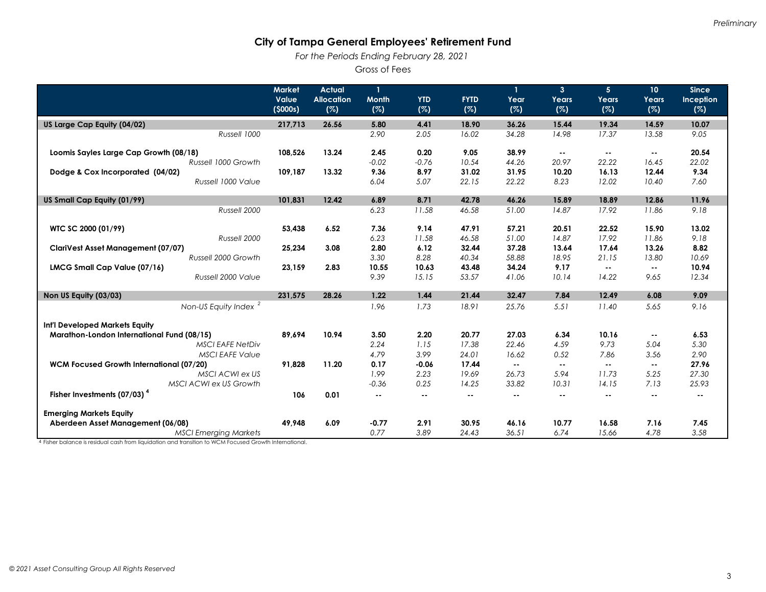Preliminary

# City of Tampa General Employees' Retirement Fund

*For the Periods Ending February 28, 2021*

Gross of Fees

| | Market Value ($000s) | Actual Allocation (%) | 1 Month (%) | YTD (%) | FYTD (%) | 1 Year (%) | 3 Years (%) | 5 Years (%) | 10 Years (%) | Since Inception (%) |
|---|---|---|---|---|---|---|---|---|---|---|
| **US Large Cap Equity (04/02)** | **217,713** | **26.56** | **5.80** | **4.41** | **18.90** | **36.26** | **15.44** | **19.34** | **14.59** | **10.07** |
| *Russell 1000* | | | *2.90* | *2.05* | *16.02* | *34.28* | *14.98* | *17.37* | *13.58* | *9.05* |
| **Loomis Sayles Large Cap Growth (08/18)** | **108,526** | **13.24** | **2.45** | **0.20** | **9.05** | **38.99** | **--** | **--** | **--** | **20.54** |
| *Russell 1000 Growth* | | | *-0.02* | *-0.76* | *10.54* | *44.26* | *20.97* | *22.22* | *16.45* | *22.02* |
| **Dodge & Cox Incorporated (04/02)** | **109,187** | **13.32** | **9.36** | **8.97** | **31.02** | **31.95** | **10.20** | **16.13** | **12.44** | **9.34** |
| *Russell 1000 Value* | | | *6.04* | *5.07* | *22.15* | *22.22* | *8.23* | *12.02* | *10.40* | *7.60* |
| **US Small Cap Equity (01/99)** | **101,831** | **12.42** | **6.89** | **8.71** | **42.78** | **46.26** | **15.89** | **18.89** | **12.86** | **11.96** |
| *Russell 2000* | | | *6.23* | *11.58* | *46.58* | *51.00* | *14.87* | *17.92* | *11.86* | *9.18* |
| **WTC SC 2000 (01/99)** | **53,438** | **6.52** | **7.36** | **9.14** | **47.91** | **57.21** | **20.51** | **22.52** | **15.90** | **13.02** |
| *Russell 2000* | | | *6.23* | *11.58* | *46.58* | *51.00* | *14.87* | *17.92* | *11.86* | *9.18* |
| **ClariVest Asset Management (07/07)** | **25,234** | **3.08** | **2.80** | **6.12** | **32.44** | **37.28** | **13.64** | **17.64** | **13.26** | **8.82** |
| *Russell 2000 Growth* | | | *3.30* | *8.28* | *40.34* | *58.88* | *18.95* | *21.15* | *13.80* | *10.69* |
| **LMCG Small Cap Value (07/16)** | **23,159** | **2.83** | **10.55** | **10.63** | **43.48** | **34.24** | **9.17** | **--** | **--** | **10.94** |
| *Russell 2000 Value* | | | *9.39* | *15.15* | *53.57* | *41.06* | *10.14* | *14.22* | *9.65* | *12.34* |
| **Non US Equity (03/03)** | **231,575** | **28.26** | **1.22** | **1.44** | **21.44** | **32.47** | **7.84** | **12.49** | **6.08** | **9.09** |
| *Non-US Equity Index [2]* | | | *1.96* | *1.73* | *18.91* | *25.76* | *5.51* | *11.40* | *5.65* | *9.16* |
| **Int'l Developed Markets Equity** | | | | | | | | | | |
| **Marathon-London International Fund (08/15)** | **89,694** | **10.94** | **3.50** | **2.20** | **20.77** | **27.03** | **6.34** | **10.16** | **--** | **6.53** |
| *MSCI EAFE NetDiv* | | | *2.24* | *1.15* | *17.38* | *22.46* | *4.59* | *9.73* | *5.04* | *5.30* |
| *MSCI EAFE Value* | | | *4.79* | *3.99* | *24.01* | *16.62* | *0.52* | *7.86* | *3.56* | *2.90* |
| **WCM Focused Growth International (07/20)** | **91,828** | **11.20** | **0.17** | **-0.06** | **17.44** | **--** | **--** | **--** | **--** | **27.96** |
| *MSCI ACWI ex US* | | | *1.99* | *2.23* | *19.69* | *26.73* | *5.94* | *11.73* | *5.25* | *27.30* |
| *MSCI ACWI ex US Growth* | | | *-0.36* | *0.25* | *14.25* | *33.82* | *10.31* | *14.15* | *7.13* | *25.93* |
| **Fisher Investments (07/03) [4]** | **106** | **0.01** | **--** | **--** | **--** | **--** | **--** | **--** | **--** | **--** |
| **Emerging Markets Equity** | | | | | | | | | | |
| **Aberdeen Asset Management (06/08)** | **49,948** | **6.09** | **-0.77** | **2.91** | **30.95** | **46.16** | **10.77** | **16.58** | **7.16** | **7.45** |
| *MSCI Emerging Markets* | | | *0.77* | *3.89* | *24.43* | *36.51* | *6.74* | *15.66* | *4.78* | *3.58* |

[4] Fisher balance is residual cash from liquidation and transition to WCM Focused Growth International.

*© 2021 Asset Consulting Group All Rights Reserved*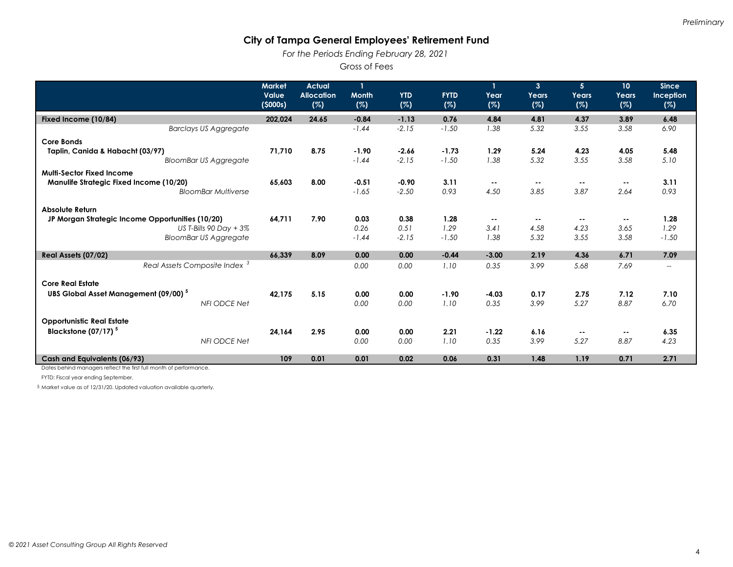*Preliminary*

# City of Tampa General Employees' Retirement Fund

*For the Periods Ending February 28, 2021*

Gross of Fees

| | Market Value ($000s) | Actual Allocation (%) | 1 Month (%) | YTD (%) | FYTD (%) | 1 Year (%) | 3 Years (%) | 5 Years (%) | 10 Years (%) | Since Inception (%) |
|---|---|---|---|---|---|---|---|---|---|---|
| **Fixed Income (10/84)** | **202,024** | **24.65** | **-0.84** | **-1.13** | **0.76** | **4.84** | **4.81** | **4.37** | **3.89** | **6.48** |
| *Barclays US Aggregate* | | | *-1.44* | *-2.15* | *-1.50* | *1.38* | *5.32* | *3.55* | *3.58* | *6.90* |
| **Core Bonds** | | | | | | | | | | |
| **Taplin, Canida & Habacht (03/97)** | **71,710** | **8.75** | **-1.90** | **-2.66** | **-1.73** | **1.29** | **5.24** | **4.23** | **4.05** | **5.48** |
| *BloomBar US Aggregate* | | | *-1.44* | *-2.15* | *-1.50* | *1.38* | *5.32* | *3.55* | *3.58* | *5.10* |
| **Multi-Sector Fixed Income** | | | | | | | | | | |
| **Manulife Strategic Fixed Income (10/20)** | **65,603** | **8.00** | **-0.51** | **-0.90** | **3.11** | **--** | **--** | **--** | **--** | **3.11** |
| *BloomBar Multiverse* | | | *-1.65* | *-2.50* | *0.93* | *4.50* | *3.85* | *3.87* | *2.64* | *0.93* |
| **Absolute Return** | | | | | | | | | | |
| **JP Morgan Strategic Income Opportunities (10/20)** | **64,711** | **7.90** | **0.03** | **0.38** | **1.28** | **--** | **--** | **--** | **--** | **1.28** |
| *US T-Bills 90 Day + 3%* | | | *0.26* | *0.51* | *1.29* | *3.41* | *4.58* | *4.23* | *3.65* | *1.29* |
| *BloomBar US Aggregate* | | | *-1.44* | *-2.15* | *-1.50* | *1.38* | *5.32* | *3.55* | *3.58* | *-1.50* |
| **Real Assets (07/02)** | **66,339** | **8.09** | **0.00** | **0.00** | **-0.44** | **-3.00** | **2.19** | **4.36** | **6.71** | **7.09** |
| *Real Assets Composite Index* [3] | | | *0.00* | *0.00* | *1.10* | *0.35* | *3.99* | *5.68* | *7.69* | *--* |
| **Core Real Estate** | | | | | | | | | | |
| **UBS Global Asset Management (09/00)** [5] | **42,175** | **5.15** | **0.00** | **0.00** | **-1.90** | **-4.03** | **0.17** | **2.75** | **7.12** | **7.10** |
| *NFI ODCE Net* | | | *0.00* | *0.00* | *1.10* | *0.35* | *3.99* | *5.27* | *8.87* | *6.70* |
| **Opportunistic Real Estate** | | | | | | | | | | |
| **Blackstone (07/17)** [5] | **24,164** | **2.95** | **0.00** | **0.00** | **2.21** | **-1.22** | **6.16** | **--** | **--** | **6.35** |
| *NFI ODCE Net* | | | *0.00* | *0.00* | *1.10* | *0.35* | *3.99* | *5.27* | *8.87* | *4.23* |
| **Cash and Equivalents (06/93)** | **109** | **0.01** | **0.01** | **0.02** | **0.06** | **0.31** | **1.48** | **1.19** | **0.71** | **2.71** |

Dates behind managers reflect the first full month of performance.

FYTD: Fiscal year ending September.

[5] Market value as of 12/31/20. Updated valuation available quarterly.

© 2021 Asset Consulting Group All Rights Reserved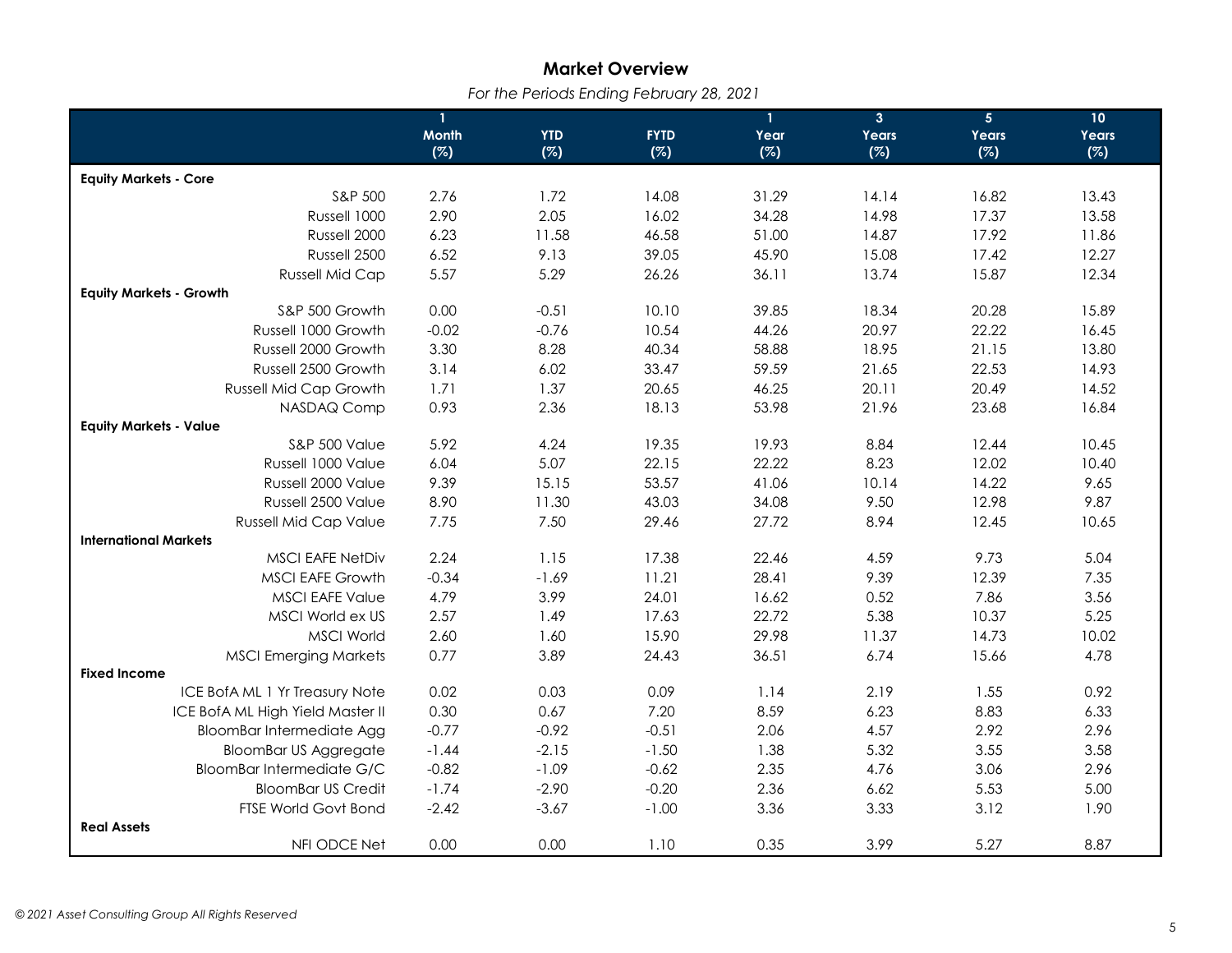## Market Overview

*For the Periods Ending February 28, 2021*

| | 1 Month (%) | YTD (%) | FYTD (%) | 1 Year (%) | 3 Years (%) | 5 Years (%) | 10 Years (%) |
|---|---|---|---|---|---|---|---|
| **Equity Markets - Core** | | | | | | | |
| S&P 500 | 2.76 | 1.72 | 14.08 | 31.29 | 14.14 | 16.82 | 13.43 |
| Russell 1000 | 2.90 | 2.05 | 16.02 | 34.28 | 14.98 | 17.37 | 13.58 |
| Russell 2000 | 6.23 | 11.58 | 46.58 | 51.00 | 14.87 | 17.92 | 11.86 |
| Russell 2500 | 6.52 | 9.13 | 39.05 | 45.90 | 15.08 | 17.42 | 12.27 |
| Russell Mid Cap | 5.57 | 5.29 | 26.26 | 36.11 | 13.74 | 15.87 | 12.34 |
| **Equity Markets - Growth** | | | | | | | |
| S&P 500 Growth | 0.00 | -0.51 | 10.10 | 39.85 | 18.34 | 20.28 | 15.89 |
| Russell 1000 Growth | -0.02 | -0.76 | 10.54 | 44.26 | 20.97 | 22.22 | 16.45 |
| Russell 2000 Growth | 3.30 | 8.28 | 40.34 | 58.88 | 18.95 | 21.15 | 13.80 |
| Russell 2500 Growth | 3.14 | 6.02 | 33.47 | 59.59 | 21.65 | 22.53 | 14.93 |
| Russell Mid Cap Growth | 1.71 | 1.37 | 20.65 | 46.25 | 20.11 | 20.49 | 14.52 |
| NASDAQ Comp | 0.93 | 2.36 | 18.13 | 53.98 | 21.96 | 23.68 | 16.84 |
| **Equity Markets - Value** | | | | | | | |
| S&P 500 Value | 5.92 | 4.24 | 19.35 | 19.93 | 8.84 | 12.44 | 10.45 |
| Russell 1000 Value | 6.04 | 5.07 | 22.15 | 22.22 | 8.23 | 12.02 | 10.40 |
| Russell 2000 Value | 9.39 | 15.15 | 53.57 | 41.06 | 10.14 | 14.22 | 9.65 |
| Russell 2500 Value | 8.90 | 11.30 | 43.03 | 34.08 | 9.50 | 12.98 | 9.87 |
| Russell Mid Cap Value | 7.75 | 7.50 | 29.46 | 27.72 | 8.94 | 12.45 | 10.65 |
| **International Markets** | | | | | | | |
| MSCI EAFE NetDiv | 2.24 | 1.15 | 17.38 | 22.46 | 4.59 | 9.73 | 5.04 |
| MSCI EAFE Growth | -0.34 | -1.69 | 11.21 | 28.41 | 9.39 | 12.39 | 7.35 |
| MSCI EAFE Value | 4.79 | 3.99 | 24.01 | 16.62 | 0.52 | 7.86 | 3.56 |
| MSCI World ex US | 2.57 | 1.49 | 17.63 | 22.72 | 5.38 | 10.37 | 5.25 |
| MSCI World | 2.60 | 1.60 | 15.90 | 29.98 | 11.37 | 14.73 | 10.02 |
| MSCI Emerging Markets | 0.77 | 3.89 | 24.43 | 36.51 | 6.74 | 15.66 | 4.78 |
| **Fixed Income** | | | | | | | |
| ICE BofA ML 1 Yr Treasury Note | 0.02 | 0.03 | 0.09 | 1.14 | 2.19 | 1.55 | 0.92 |
| ICE BofA ML High Yield Master II | 0.30 | 0.67 | 7.20 | 8.59 | 6.23 | 8.83 | 6.33 |
| BloomBar Intermediate Agg | -0.77 | -0.92 | -0.51 | 2.06 | 4.57 | 2.92 | 2.96 |
| BloomBar US Aggregate | -1.44 | -2.15 | -1.50 | 1.38 | 5.32 | 3.55 | 3.58 |
| BloomBar Intermediate G/C | -0.82 | -1.09 | -0.62 | 2.35 | 4.76 | 3.06 | 2.96 |
| BloomBar US Credit | -1.74 | -2.90 | -0.20 | 2.36 | 6.62 | 5.53 | 5.00 |
| FTSE World Govt Bond | -2.42 | -3.67 | -1.00 | 3.36 | 3.33 | 3.12 | 1.90 |
| **Real Assets** | | | | | | | |
| NFI ODCE Net | 0.00 | 0.00 | 1.10 | 0.35 | 3.99 | 5.27 | 8.87 |

*© 2021 Asset Consulting Group All Rights Reserved*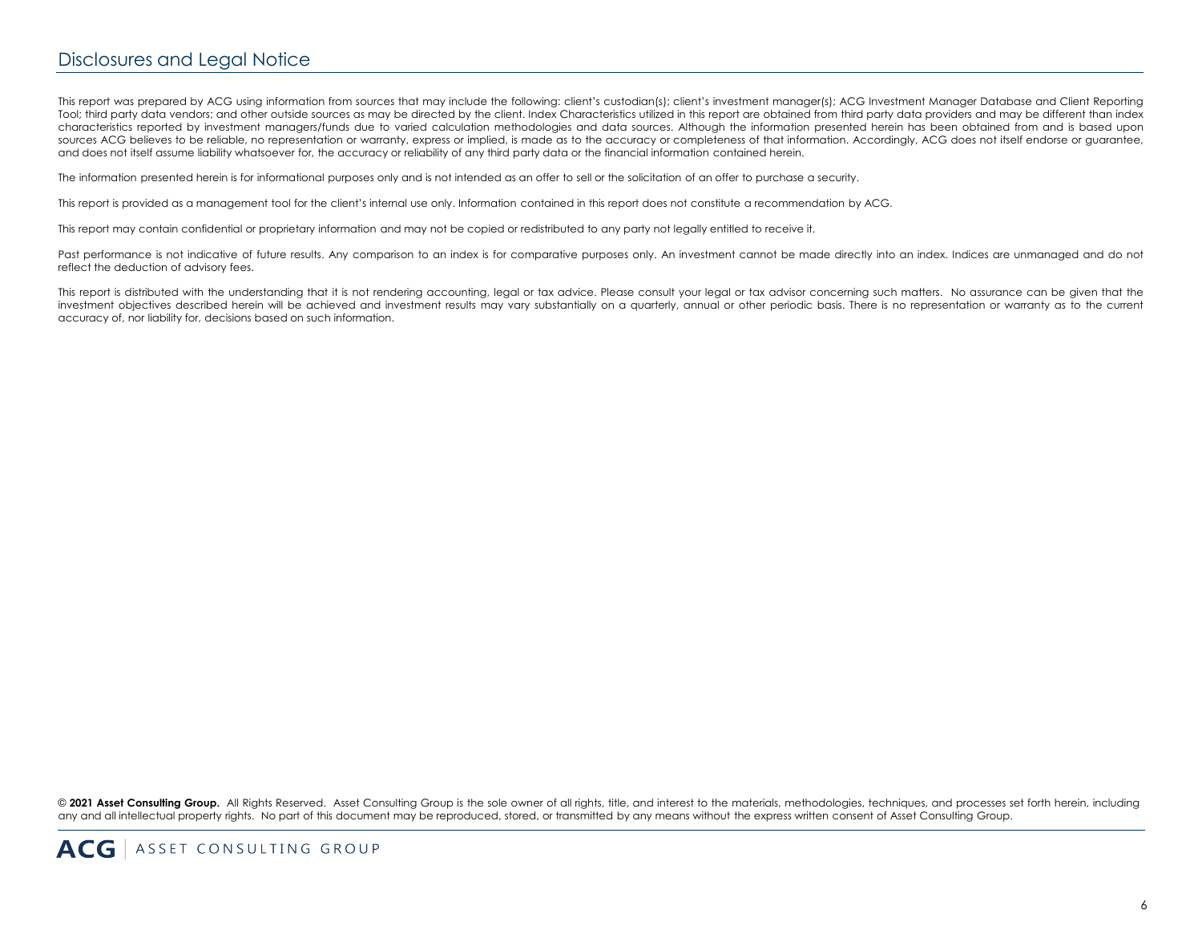# Disclosures and Legal Notice

This report was prepared by ACG using information from sources that may include the following: client's custodian(s); client's investment manager(s); ACG Investment Manager Database and Client Reporting Tool; third party data vendors; and other outside sources as may be directed by the client. Index Characteristics utilized in this report are obtained from third party data providers and may be different than index characteristics reported by investment managers/funds due to varied calculation methodologies and data sources. Although the information presented herein has been obtained from and is based upon sources ACG believes to be reliable, no representation or warranty, express or implied, is made as to the accuracy or completeness of that information. Accordingly, ACG does not itself endorse or guarantee, and does not itself assume liability whatsoever for, the accuracy or reliability of any third party data or the financial information contained herein.

The information presented herein is for informational purposes only and is not intended as an offer to sell or the solicitation of an offer to purchase a security.

This report is provided as a management tool for the client's internal use only. Information contained in this report does not constitute a recommendation by ACG.

This report may contain confidential or proprietary information and may not be copied or redistributed to any party not legally entitled to receive it.

Past performance is not indicative of future results. Any comparison to an index is for comparative purposes only. An investment cannot be made directly into an index. Indices are unmanaged and do not reflect the deduction of advisory fees.

This report is distributed with the understanding that it is not rendering accounting, legal or tax advice. Please consult your legal or tax advisor concerning such matters. No assurance can be given that the investment objectives described herein will be achieved and investment results may vary substantially on a quarterly, annual or other periodic basis. There is no representation or warranty as to the current accuracy of, nor liability for, decisions based on such information.

© **2021 Asset Consulting Group.** All Rights Reserved. Asset Consulting Group is the sole owner of all rights, title, and interest to the materials, methodologies, techniques, and processes set forth herein, including any and all intellectual property rights. No part of this document may be reproduced, stored, or transmitted by any means without the express written consent of Asset Consulting Group.

ACG | ASSET CONSULTING GROUP